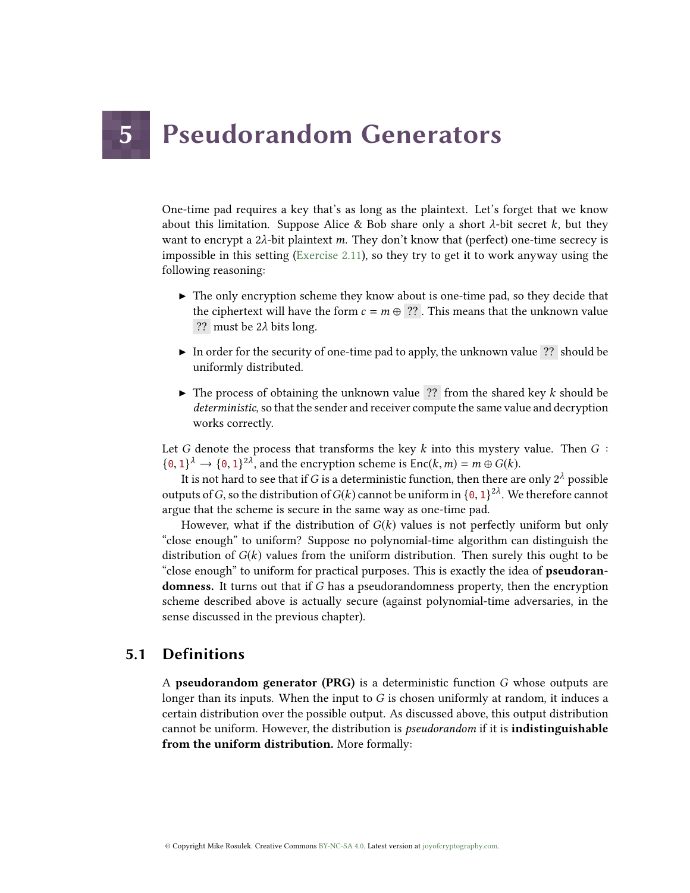# 5 Pseudorandom Generators

One-time pad requires a key that's as long as the plaintext. Let's forget that we know about this limitation. Suppose Alice & Bob share only a short $\lambda$-bit secret $k$, but they want to encrypt a $2\lambda$-bit plaintext $m$. They don't know that (perfect) one-time secrecy is impossible in this setting (Exercise 2.11), so they try to get it to work anyway using the following reasoning:

- The only encryption scheme they know about is one-time pad, so they decide that the ciphertext will have the form $c = m \oplus \boxed{??}$. This means that the unknown value $\boxed{??}$ must be $2\lambda$ bits long.
- In order for the security of one-time pad to apply, the unknown value $\boxed{??}$ should be uniformly distributed.
- The process of obtaining the unknown value $\boxed{??}$ from the shared key $k$ should be *deterministic*, so that the sender and receiver compute the same value and decryption works correctly.

Let $G$ denote the process that transforms the key $k$ into this mystery value. Then $G : \{0,1\}^\lambda \to \{0,1\}^{2\lambda}$, and the encryption scheme is $\textsf{Enc}(k, m) = m \oplus G(k)$.

It is not hard to see that if $G$ is a deterministic function, then there are only $2^\lambda$ possible outputs of $G$, so the distribution of $G(k)$ cannot be uniform in $\{0,1\}^{2\lambda}$. We therefore cannot argue that the scheme is secure in the same way as one-time pad.

However, what if the distribution of $G(k)$ values is not perfectly uniform but only "close enough" to uniform? Suppose no polynomial-time algorithm can distinguish the distribution of $G(k)$ values from the uniform distribution. Then surely this ought to be "close enough" to uniform for practical purposes. This is exactly the idea of **pseudorandomness.** It turns out that if $G$ has a pseudorandomness property, then the encryption scheme described above is actually secure (against polynomial-time adversaries, in the sense discussed in the previous chapter).

## 5.1 Definitions

A **pseudorandom generator (PRG)** is a deterministic function $G$ whose outputs are longer than its inputs. When the input to $G$ is chosen uniformly at random, it induces a certain distribution over the possible output. As discussed above, this output distribution cannot be uniform. However, the distribution is *pseudorandom* if it is **indistinguishable from the uniform distribution.** More formally: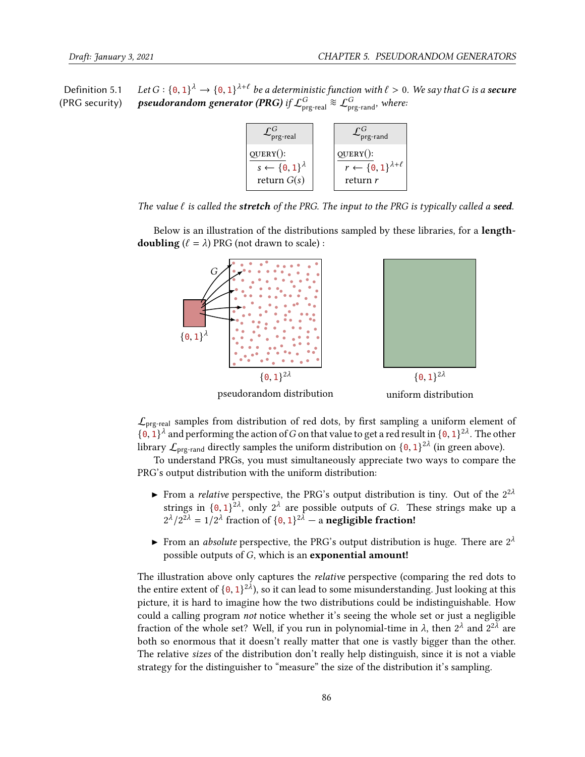**Definition 5.1 (PRG security)** *Let $G : \{0,1\}^\lambda \to \{0,1\}^{\lambda+\ell}$ be a deterministic function with $\ell > 0$. We say that $G$ is a* ***secure pseudorandom generator (PRG)*** *if $\mathcal{L}^G_{\text{prg-real}} \approx \mathcal{L}^G_{\text{prg-rand}}$, where:*

```
L^G_prg-real
QUERY():
  s ← {0,1}^λ
  return G(s)
```

```
L^G_prg-rand
QUERY():
  r ← {0,1}^{λ+ℓ}
  return r
```

*The value $\ell$ is called the* ***stretch*** *of the PRG. The input to the PRG is typically called a* ***seed****.*

Below is an illustration of the distributions sampled by these libraries, for a **length-doubling** ($\ell = \lambda$) PRG (not drawn to scale) :

$G$

$\{0,1\}^\lambda$ $\{0,1\}^{2\lambda}$ $\{0,1\}^{2\lambda}$

pseudorandom distribution uniform distribution

$\mathcal{L}_{\text{prg-real}}$ samples from distribution of red dots, by first sampling a uniform element of $\{0,1\}^\lambda$ and performing the action of $G$ on that value to get a red result in $\{0,1\}^{2\lambda}$. The other library $\mathcal{L}_{\text{prg-rand}}$ directly samples the uniform distribution on $\{0,1\}^{2\lambda}$ (in green above).

To understand PRGs, you must simultaneously appreciate two ways to compare the PRG's output distribution with the uniform distribution:

- From a *relative* perspective, the PRG's output distribution is tiny. Out of the $2^{2\lambda}$ strings in $\{0,1\}^{2\lambda}$, only $2^\lambda$ are possible outputs of $G$. These strings make up a $2^\lambda / 2^{2\lambda} = 1/2^\lambda$ fraction of $\{0,1\}^{2\lambda}$ — a **negligible fraction!**
- From an *absolute* perspective, the PRG's output distribution is huge. There are $2^\lambda$ possible outputs of $G$, which is an **exponential amount!**

The illustration above only captures the *relative* perspective (comparing the red dots to the entire extent of $\{0,1\}^{2\lambda}$), so it can lead to some misunderstanding. Just looking at this picture, it is hard to imagine how the two distributions could be indistinguishable. How could a calling program *not* notice whether it's seeing the whole set or just a negligible fraction of the whole set? Well, if you run in polynomial-time in $\lambda$, then $2^\lambda$ and $2^{2\lambda}$ are both so enormous that it doesn't really matter that one is vastly bigger than the other. The relative *sizes* of the distribution don't really help distinguish, since it is not a viable strategy for the distinguisher to "measure" the size of the distribution it's sampling.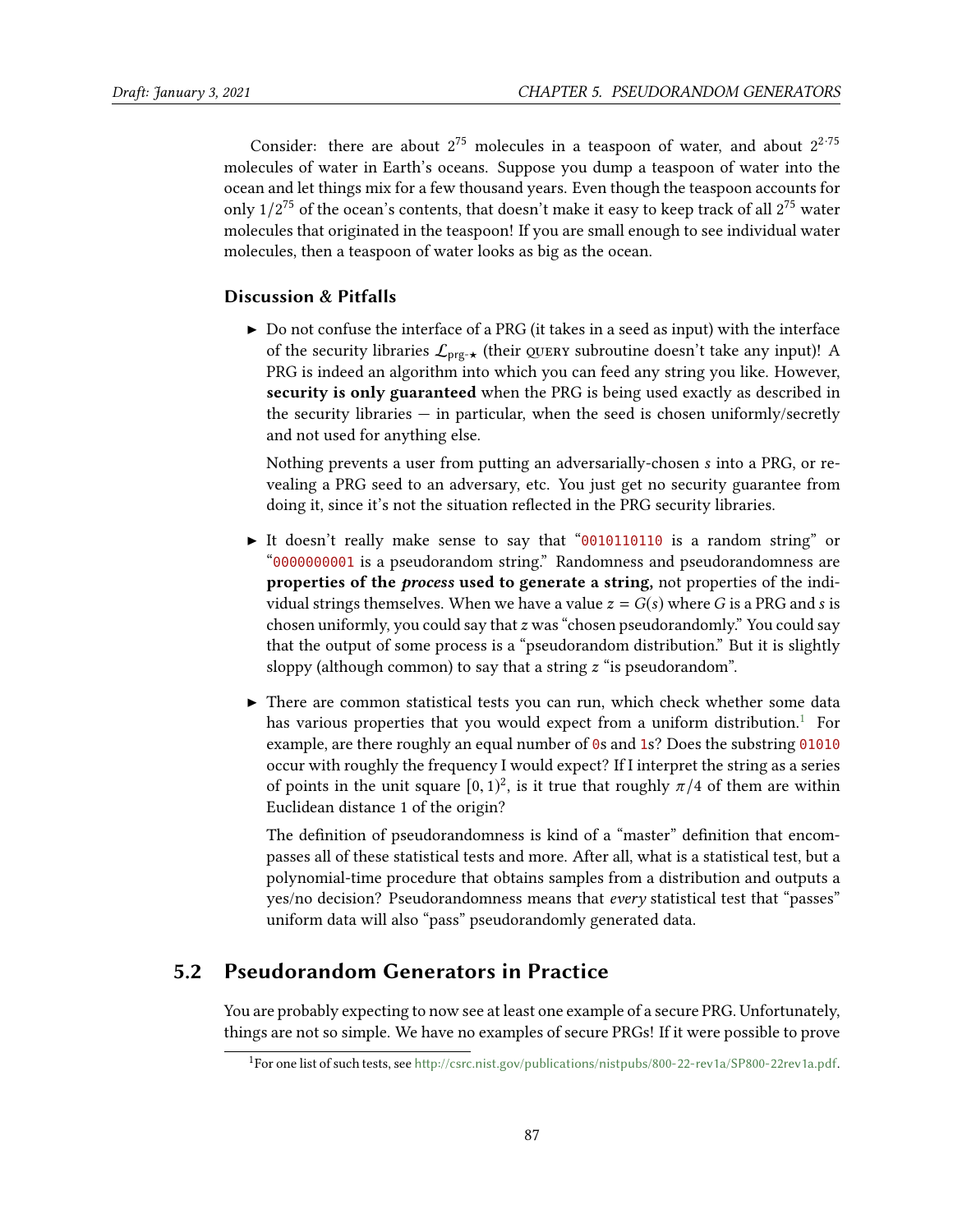Consider: there are about $2^{75}$ molecules in a teaspoon of water, and about $2^{2 \cdot 75}$ molecules of water in Earth's oceans. Suppose you dump a teaspoon of water into the ocean and let things mix for a few thousand years. Even though the teaspoon accounts for only $1/2^{75}$ of the ocean's contents, that doesn't make it easy to keep track of all $2^{75}$ water molecules that originated in the teaspoon! If you are small enough to see individual water molecules, then a teaspoon of water looks as big as the ocean.

### Discussion & Pitfalls

- Do not confuse the interface of a PRG (it takes in a seed as input) with the interface of the security libraries $\mathcal{L}_{\text{prg-}\star}$ (their QUERY subroutine doesn't take any input)! A PRG is indeed an algorithm into which you can feed any string you like. However, **security is only guaranteed** when the PRG is being used exactly as described in the security libraries — in particular, when the seed is chosen uniformly/secretly and not used for anything else.

  Nothing prevents a user from putting an adversarially-chosen $s$ into a PRG, or revealing a PRG seed to an adversary, etc. You just get no security guarantee from doing it, since it's not the situation reflected in the PRG security libraries.

- It doesn't really make sense to say that "`0010110110` is a random string" or "`0000000001` is a pseudorandom string." Randomness and pseudorandomness are **properties of the *process* used to generate a string,** not properties of the individual strings themselves. When we have a value $z = G(s)$ where $G$ is a PRG and $s$ is chosen uniformly, you could say that $z$ was "chosen pseudorandomly." You could say that the output of some process is a "pseudorandom distribution." But it is slightly sloppy (although common) to say that a string $z$ "is pseudorandom".

- There are common statistical tests you can run, which check whether some data has various properties that you would expect from a uniform distribution.[1] For example, are there roughly an equal number of `0`s and `1`s? Does the substring `01010` occur with roughly the frequency I would expect? If I interpret the string as a series of points in the unit square $[0, 1)^2$, is it true that roughly $\pi/4$ of them are within Euclidean distance 1 of the origin?

  The definition of pseudorandomness is kind of a "master" definition that encompasses all of these statistical tests and more. After all, what is a statistical test, but a polynomial-time procedure that obtains samples from a distribution and outputs a yes/no decision? Pseudorandomness means that *every* statistical test that "passes" uniform data will also "pass" pseudorandomly generated data.

## 5.2 Pseudorandom Generators in Practice

You are probably expecting to now see at least one example of a secure PRG. Unfortunately, things are not so simple. We have no examples of secure PRGs! If it were possible to prove

[1] For one list of such tests, see http://csrc.nist.gov/publications/nistpubs/800-22-rev1a/SP800-22rev1a.pdf.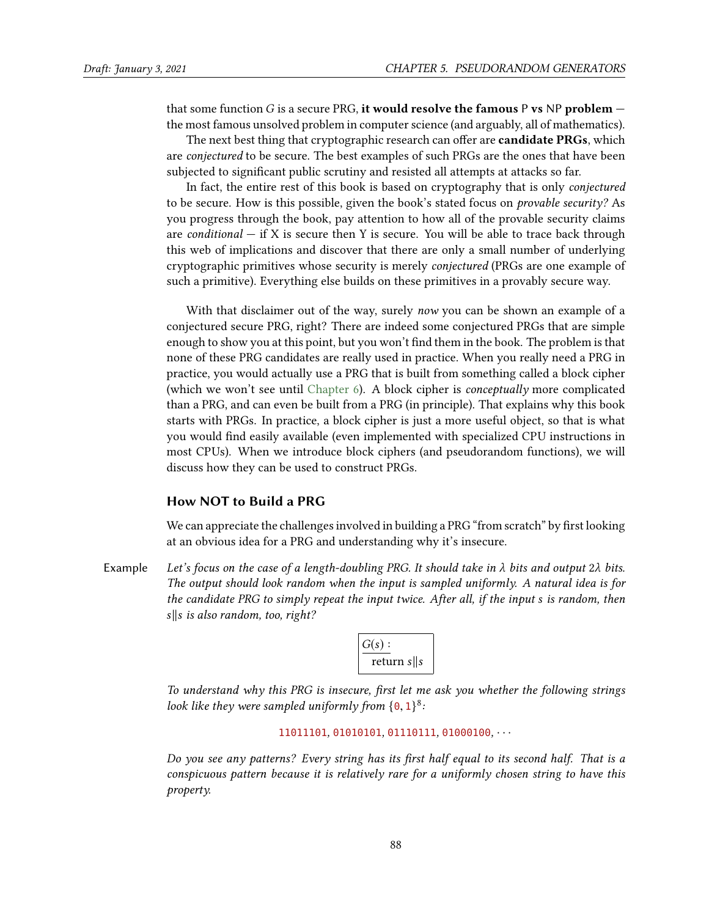that some function $G$ is a secure PRG, **it would resolve the famous P vs NP problem** — the most famous unsolved problem in computer science (and arguably, all of mathematics).

The next best thing that cryptographic research can offer are **candidate PRGs**, which are *conjectured* to be secure. The best examples of such PRGs are the ones that have been subjected to significant public scrutiny and resisted all attempts at attacks so far.

In fact, the entire rest of this book is based on cryptography that is only *conjectured* to be secure. How is this possible, given the book's stated focus on *provable security?* As you progress through the book, pay attention to how all of the provable security claims are *conditional* — if X is secure then Y is secure. You will be able to trace back through this web of implications and discover that there are only a small number of underlying cryptographic primitives whose security is merely *conjectured* (PRGs are one example of such a primitive). Everything else builds on these primitives in a provably secure way.

With that disclaimer out of the way, surely *now* you can be shown an example of a conjectured secure PRG, right? There are indeed some conjectured PRGs that are simple enough to show you at this point, but you won't find them in the book. The problem is that none of these PRG candidates are really used in practice. When you really need a PRG in practice, you would actually use a PRG that is built from something called a block cipher (which we won't see until Chapter 6). A block cipher is *conceptually* more complicated than a PRG, and can even be built from a PRG (in principle). That explains why this book starts with PRGs. In practice, a block cipher is just a more useful object, so that is what you would find easily available (even implemented with specialized CPU instructions in most CPUs). When we introduce block ciphers (and pseudorandom functions), we will discuss how they can be used to construct PRGs.

### How NOT to Build a PRG

We can appreciate the challenges involved in building a PRG "from scratch" by first looking at an obvious idea for a PRG and understanding why it's insecure.

Example *Let's focus on the case of a length-doubling PRG. It should take in $\lambda$ bits and output $2\lambda$ bits. The output should look random when the input is sampled uniformly. A natural idea is for the candidate PRG to simply repeat the input twice. After all, if the input $s$ is random, then $s\|s$ is also random, too, right?*

```
G(s):
  return s||s
```

*To understand why this PRG is insecure, first let me ask you whether the following strings look like they were sampled uniformly from $\{0,1\}^8$:*

$$11011101, 01010101, 01110111, 01000100, \cdots$$

*Do you see any patterns? Every string has its first half equal to its second half. That is a conspicuous pattern because it is relatively rare for a uniformly chosen string to have this property.*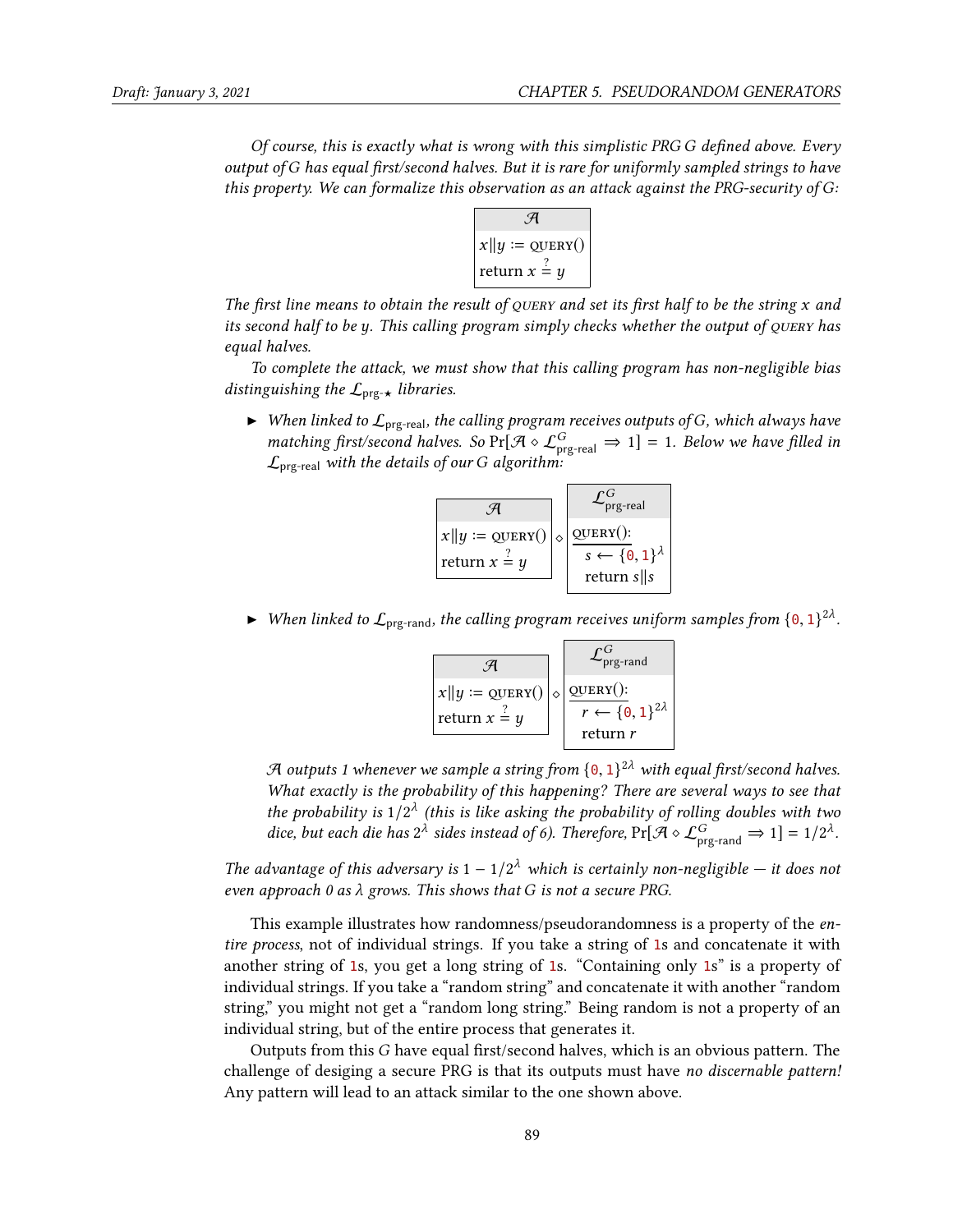*Of course, this is exactly what is wrong with this simplistic PRG G defined above. Every output of G has equal first/second halves. But it is rare for uniformly sampled strings to have this property. We can formalize this observation as an attack against the PRG-security of G:*

```
𝒜
x‖y := QUERY()
return x =? y
```

*The first line means to obtain the result of* QUERY *and set its first half to be the string $x$ and its second half to be $y$. This calling program simply checks whether the output of* QUERY *has equal halves.*

*To complete the attack, we must show that this calling program has non-negligible bias distinguishing the $\mathcal{L}_{\text{prg-}\star}$ libraries.*

- *When linked to $\mathcal{L}_{\text{prg-real}}$, the calling program receives outputs of G, which always have matching first/second halves. So $\Pr[\mathcal{A} \diamond \mathcal{L}^G_{\text{prg-real}} \Rightarrow 1] = 1$. Below we have filled in $\mathcal{L}_{\text{prg-real}}$ with the details of our G algorithm:*

```
𝒜                     ⋄   𝓛^G_prg-real
x‖y := QUERY()            QUERY():
return x =? y               s ← {0,1}^λ
                            return s‖s
```

- *When linked to $\mathcal{L}_{\text{prg-rand}}$, the calling program receives uniform samples from $\{0,1\}^{2\lambda}$.*

```
𝒜                     ⋄   𝓛^G_prg-rand
x‖y := QUERY()            QUERY():
return x =? y               r ← {0,1}^2λ
                            return r
```

*$\mathcal{A}$ outputs 1 whenever we sample a string from $\{0,1\}^{2\lambda}$ with equal first/second halves. What exactly is the probability of this happening? There are several ways to see that the probability is $1/2^\lambda$ (this is like asking the probability of rolling doubles with two dice, but each die has $2^\lambda$ sides instead of 6). Therefore, $\Pr[\mathcal{A} \diamond \mathcal{L}^G_{\text{prg-rand}} \Rightarrow 1] = 1/2^\lambda$.*

*The advantage of this adversary is $1 - 1/2^\lambda$ which is certainly non-negligible — it does not even approach 0 as $\lambda$ grows. This shows that G is not a secure PRG.*

This example illustrates how randomness/pseudorandomness is a property of the *entire process*, not of individual strings. If you take a string of 1s and concatenate it with another string of 1s, you get a long string of 1s. "Containing only 1s" is a property of individual strings. If you take a "random string" and concatenate it with another "random string," you might not get a "random long string." Being random is not a property of an individual string, but of the entire process that generates it.

Outputs from this $G$ have equal first/second halves, which is an obvious pattern. The challenge of desiging a secure PRG is that its outputs must have *no discernable pattern!* Any pattern will lead to an attack similar to the one shown above.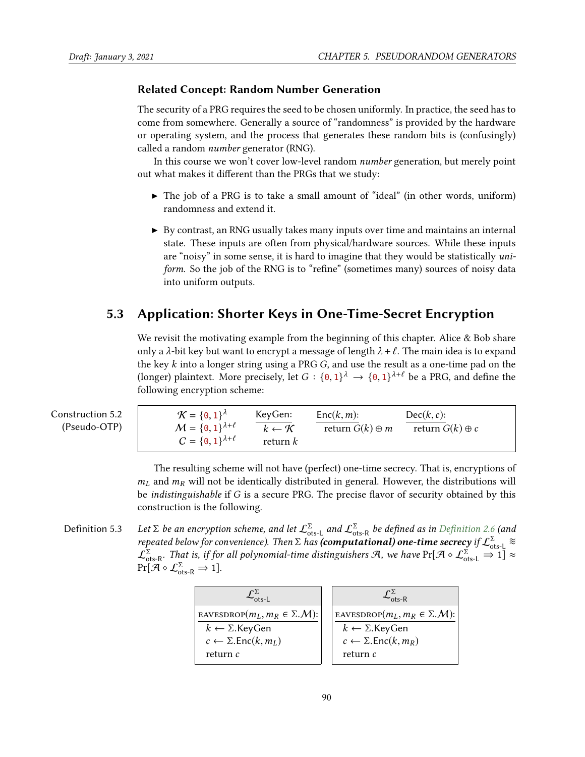### Related Concept: Random Number Generation

The security of a PRG requires the seed to be chosen uniformly. In practice, the seed has to come from somewhere. Generally a source of "randomness" is provided by the hardware or operating system, and the process that generates these random bits is (confusingly) called a random *number* generator (RNG).

In this course we won't cover low-level random *number* generation, but merely point out what makes it different than the PRGs that we study:

- The job of a PRG is to take a small amount of "ideal" (in other words, uniform) randomness and extend it.
- By contrast, an RNG usually takes many inputs over time and maintains an internal state. These inputs are often from physical/hardware sources. While these inputs are "noisy" in some sense, it is hard to imagine that they would be statistically *uniform*. So the job of the RNG is to "refine" (sometimes many) sources of noisy data into uniform outputs.

## 5.3 Application: Shorter Keys in One-Time-Secret Encryption

We revisit the motivating example from the beginning of this chapter. Alice & Bob share only a $\lambda$-bit key but want to encrypt a message of length $\lambda + \ell$. The main idea is to expand the key $k$ into a longer string using a PRG $G$, and use the result as a one-time pad on the (longer) plaintext. More precisely, let $G : \{0,1\}^\lambda \to \{0,1\}^{\lambda+\ell}$ be a PRG, and define the following encryption scheme:

**Construction 5.2 (Pseudo-OTP)**

| | KeyGen: | Enc$(k,m)$: | Dec$(k,c)$: |
|---|---|---|---|
| $\mathcal{K} = \{0,1\}^\lambda$ | $k \leftarrow \mathcal{K}$ | return $G(k) \oplus m$ | return $G(k) \oplus c$ |
| $\mathcal{M} = \{0,1\}^{\lambda+\ell}$ | return $k$ | | |
| $\mathcal{C} = \{0,1\}^{\lambda+\ell}$ | | | |

The resulting scheme will not have (perfect) one-time secrecy. That is, encryptions of $m_L$ and $m_R$ will not be identically distributed in general. However, the distributions will be *indistinguishable* if $G$ is a secure PRG. The precise flavor of security obtained by this construction is the following.

**Definition 5.3** *Let $\Sigma$ be an encryption scheme, and let $\mathcal{L}^\Sigma_{\text{ots-L}}$ and $\mathcal{L}^\Sigma_{\text{ots-R}}$ be defined as in Definition 2.6 (and repeated below for convenience). Then $\Sigma$ has* ***(computational) one-time secrecy*** *if $\mathcal{L}^\Sigma_{\text{ots-L}} \approx \mathcal{L}^\Sigma_{\text{ots-R}}$. That is, if for all polynomial-time distinguishers $\mathcal{A}$, we have $\Pr[\mathcal{A} \diamond \mathcal{L}^\Sigma_{\text{ots-L}} \Rightarrow 1] \approx \Pr[\mathcal{A} \diamond \mathcal{L}^\Sigma_{\text{ots-R}} \Rightarrow 1]$.*

$\mathcal{L}^\Sigma_{\text{ots-L}}$:

```
EAVESDROP(m_L, m_R ∈ Σ.M):
  k ← Σ.KeyGen
  c ← Σ.Enc(k, m_L)
  return c
```

$\mathcal{L}^\Sigma_{\text{ots-R}}$:

```
EAVESDROP(m_L, m_R ∈ Σ.M):
  k ← Σ.KeyGen
  c ← Σ.Enc(k, m_R)
  return c
```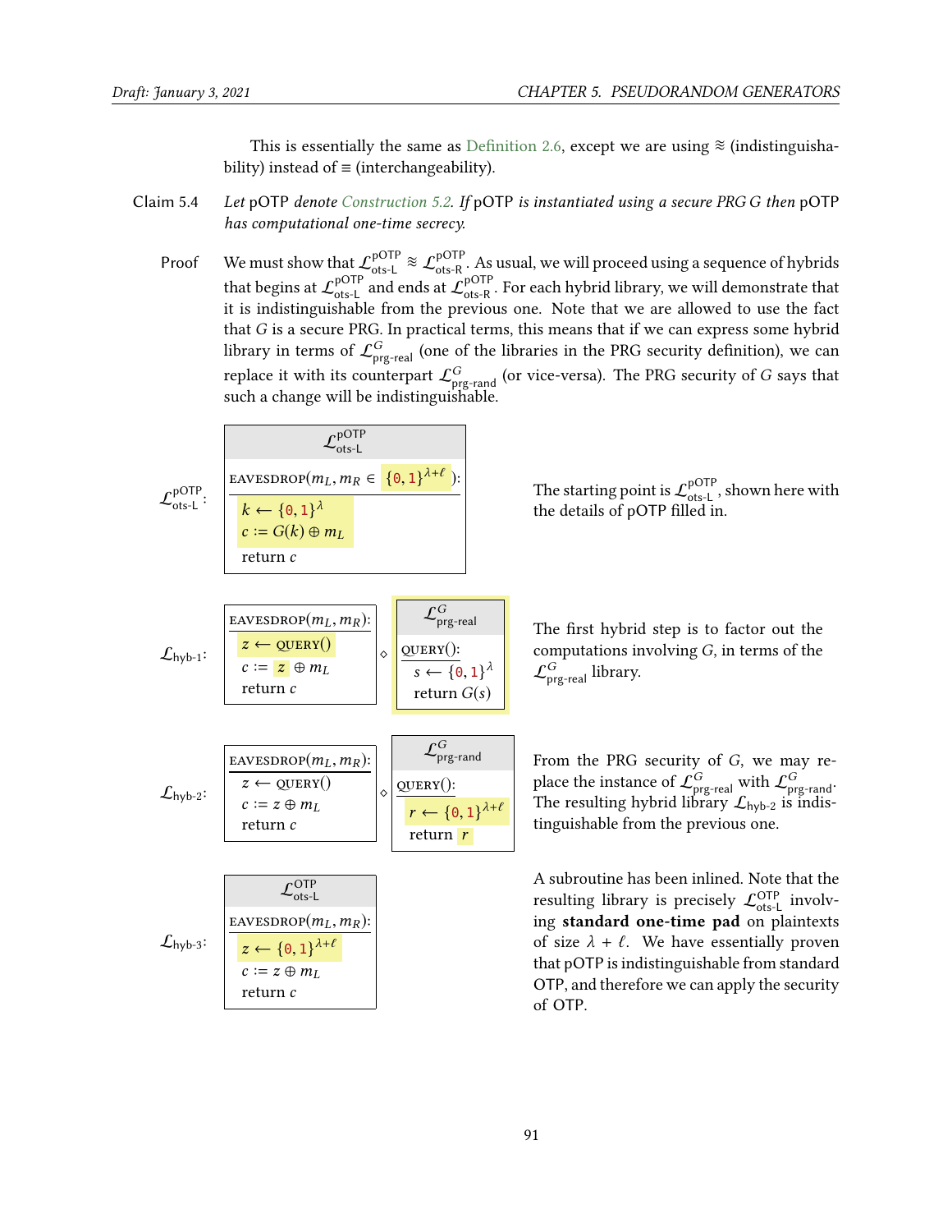This is essentially the same as Definition 2.6, except we are using $\approx$ (indistinguishability) instead of $\equiv$ (interchangeability).

**Claim 5.4** *Let* pOTP *denote Construction 5.2. If* pOTP *is instantiated using a secure PRG $G$ then* pOTP *has computational one-time secrecy.*

**Proof** We must show that $\mathcal{L}^{\text{pOTP}}_{\text{ots-L}} \approx \mathcal{L}^{\text{pOTP}}_{\text{ots-R}}$. As usual, we will proceed using a sequence of hybrids that begins at $\mathcal{L}^{\text{pOTP}}_{\text{ots-L}}$ and ends at $\mathcal{L}^{\text{pOTP}}_{\text{ots-R}}$. For each hybrid library, we will demonstrate that it is indistinguishable from the previous one. Note that we are allowed to use the fact that $G$ is a secure PRG. In practical terms, this means that if we can express some hybrid library in terms of $\mathcal{L}^{G}_{\text{prg-real}}$ (one of the libraries in the PRG security definition), we can replace it with its counterpart $\mathcal{L}^{G}_{\text{prg-rand}}$ (or vice-versa). The PRG security of $G$ says that such a change will be indistinguishable.

$\mathcal{L}^{\text{pOTP}}_{\text{ots-L}}$:

```
L^pOTP_ots-L
-----------------------------------------
EAVESDROP(m_L, m_R ∈ {0,1}^{λ+ℓ}):
  k ← {0,1}^λ
  c := G(k) ⊕ m_L
  return c
```

The starting point is $\mathcal{L}^{\text{pOTP}}_{\text{ots-L}}$, shown here with the details of pOTP filled in.

$\mathcal{L}_{\text{hyb-1}}$:

```
EAVESDROP(m_L, m_R):          L^G_prg-real
  z ← QUERY()            ◇    QUERY():
  c := z ⊕ m_L                  s ← {0,1}^λ
  return c                      return G(s)
```

The first hybrid step is to factor out the computations involving $G$, in terms of the $\mathcal{L}^{G}_{\text{prg-real}}$ library.

$\mathcal{L}_{\text{hyb-2}}$:

```
EAVESDROP(m_L, m_R):          L^G_prg-rand
  z ← QUERY()            ◇    QUERY():
  c := z ⊕ m_L                  r ← {0,1}^{λ+ℓ}
  return c                      return r
```

From the PRG security of $G$, we may replace the instance of $\mathcal{L}^{G}_{\text{prg-real}}$ with $\mathcal{L}^{G}_{\text{prg-rand}}$. The resulting hybrid library $\mathcal{L}_{\text{hyb-2}}$ is indistinguishable from the previous one.

$\mathcal{L}_{\text{hyb-3}}$:

```
L^OTP_ots-L
-----------------------------------------
EAVESDROP(m_L, m_R):
  z ← {0,1}^{λ+ℓ}
  c := z ⊕ m_L
  return c
```

A subroutine has been inlined. Note that the resulting library is precisely $\mathcal{L}^{\text{OTP}}_{\text{ots-L}}$ involving **standard one-time pad** on plaintexts of size $\lambda + \ell$. We have essentially proven that pOTP is indistinguishable from standard OTP, and therefore we can apply the security of OTP.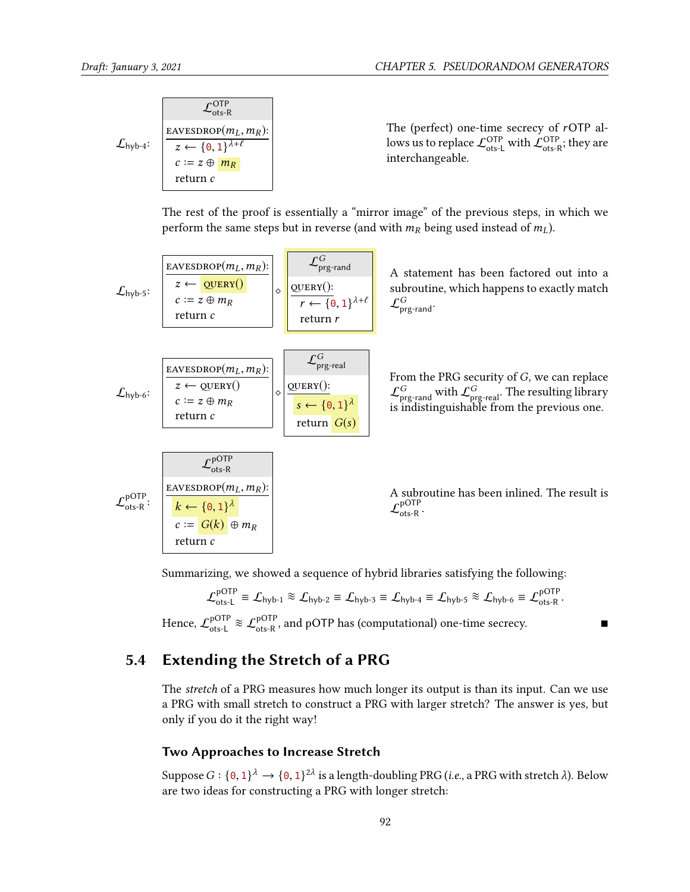$\mathcal{L}_{\text{hyb-4}}$:

```
L^OTP_ots-R
─────────────────────
EAVESDROP(m_L, m_R):
  z ← {0,1}^(λ+ℓ)
  c := z ⊕ m_R
  return c
```

The (perfect) one-time secrecy of $r$OTP allows us to replace $\mathcal{L}^{\text{OTP}}_{\text{ots-L}}$ with $\mathcal{L}^{\text{OTP}}_{\text{ots-R}}$; they are interchangeable.

The rest of the proof is essentially a "mirror image" of the previous steps, in which we perform the same steps but in reverse (and with $m_R$ being used instead of $m_L$).

$\mathcal{L}_{\text{hyb-5}}$:

```
EAVESDROP(m_L, m_R):         L^G_prg-rand
  z ← QUERY()            ◇   ─────────────────
  c := z ⊕ m_R               QUERY():
  return c                     r ← {0,1}^(λ+ℓ)
                               return r
```

A statement has been factored out into a subroutine, which happens to exactly match $\mathcal{L}^{G}_{\text{prg-rand}}$.

$\mathcal{L}_{\text{hyb-6}}$:

```
EAVESDROP(m_L, m_R):         L^G_prg-real
  z ← QUERY()            ◇   ─────────────────
  c := z ⊕ m_R               QUERY():
  return c                     s ← {0,1}^λ
                               return G(s)
```

From the PRG security of $G$, we can replace $\mathcal{L}^{G}_{\text{prg-rand}}$ with $\mathcal{L}^{G}_{\text{prg-real}}$. The resulting library is indistinguishable from the previous one.

$\mathcal{L}^{\text{pOTP}}_{\text{ots-R}}$:

```
L^pOTP_ots-R
─────────────────────
EAVESDROP(m_L, m_R):
  k ← {0,1}^λ
  c := G(k) ⊕ m_R
  return c
```

A subroutine has been inlined. The result is $\mathcal{L}^{\text{pOTP}}_{\text{ots-R}}$.

Summarizing, we showed a sequence of hybrid libraries satisfying the following:

$$\mathcal{L}^{\text{pOTP}}_{\text{ots-L}} \equiv \mathcal{L}_{\text{hyb-1}} \approx \mathcal{L}_{\text{hyb-2}} \equiv \mathcal{L}_{\text{hyb-3}} \equiv \mathcal{L}_{\text{hyb-4}} \equiv \mathcal{L}_{\text{hyb-5}} \approx \mathcal{L}_{\text{hyb-6}} \equiv \mathcal{L}^{\text{pOTP}}_{\text{ots-R}}.$$

Hence, $\mathcal{L}^{\text{pOTP}}_{\text{ots-L}} \approx \mathcal{L}^{\text{pOTP}}_{\text{ots-R}}$, and pOTP has (computational) one-time secrecy. ■

## 5.4 Extending the Stretch of a PRG

The *stretch* of a PRG measures how much longer its output is than its input. Can we use a PRG with small stretch to construct a PRG with larger stretch? The answer is yes, but only if you do it the right way!

### Two Approaches to Increase Stretch

Suppose $G : \{0,1\}^\lambda \to \{0,1\}^{2\lambda}$ is a length-doubling PRG (*i.e.*, a PRG with stretch $\lambda$). Below are two ideas for constructing a PRG with longer stretch: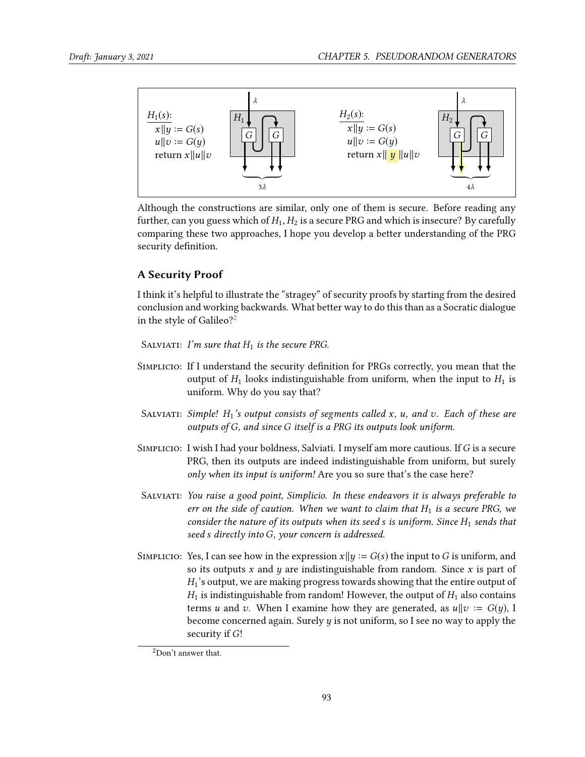$H_1(s)$:
$x \| y := G(s)$
$u \| v := G(y)$
return $x \| u \| v$

$H_2(s)$:
$x \| y := G(s)$
$u \| v := G(y)$
return $x \| y \| u \| v$

Although the constructions are similar, only one of them is secure. Before reading any further, can you guess which of $H_1, H_2$ is a secure PRG and which is insecure? By carefully comparing these two approaches, I hope you develop a better understanding of the PRG security definition.

### A Security Proof

I think it's helpful to illustrate the "stragey" of security proofs by starting from the desired conclusion and working backwards. What better way to do this than as a Socratic dialogue in the style of Galileo?[2]

Salviati: *I'm sure that $H_1$ is the secure PRG.*

Simplicio: If I understand the security definition for PRGs correctly, you mean that the output of $H_1$ looks indistinguishable from uniform, when the input to $H_1$ is uniform. Why do you say that?

Salviati: *Simple! $H_1$'s output consists of segments called $x$, $u$, and $v$. Each of these are outputs of $G$, and since $G$ itself is a PRG its outputs look uniform.*

Simplicio: I wish I had your boldness, Salviati. I myself am more cautious. If $G$ is a secure PRG, then its outputs are indeed indistinguishable from uniform, but surely *only when its input is uniform!* Are you so sure that's the case here?

Salviati: *You raise a good point, Simplicio. In these endeavors it is always preferable to err on the side of caution. When we want to claim that $H_1$ is a secure PRG, we consider the nature of its outputs when its seed $s$ is uniform. Since $H_1$ sends that seed $s$ directly into $G$, your concern is addressed.*

Simplicio: Yes, I can see how in the expression $x \| y := G(s)$ the input to $G$ is uniform, and so its outputs $x$ and $y$ are indistinguishable from random. Since $x$ is part of $H_1$'s output, we are making progress towards showing that the entire output of $H_1$ is indistinguishable from random! However, the output of $H_1$ also contains terms $u$ and $v$. When I examine how they are generated, as $u \| v := G(y)$, I become concerned again. Surely $y$ is not uniform, so I see no way to apply the security if $G$!

[2] Don't answer that.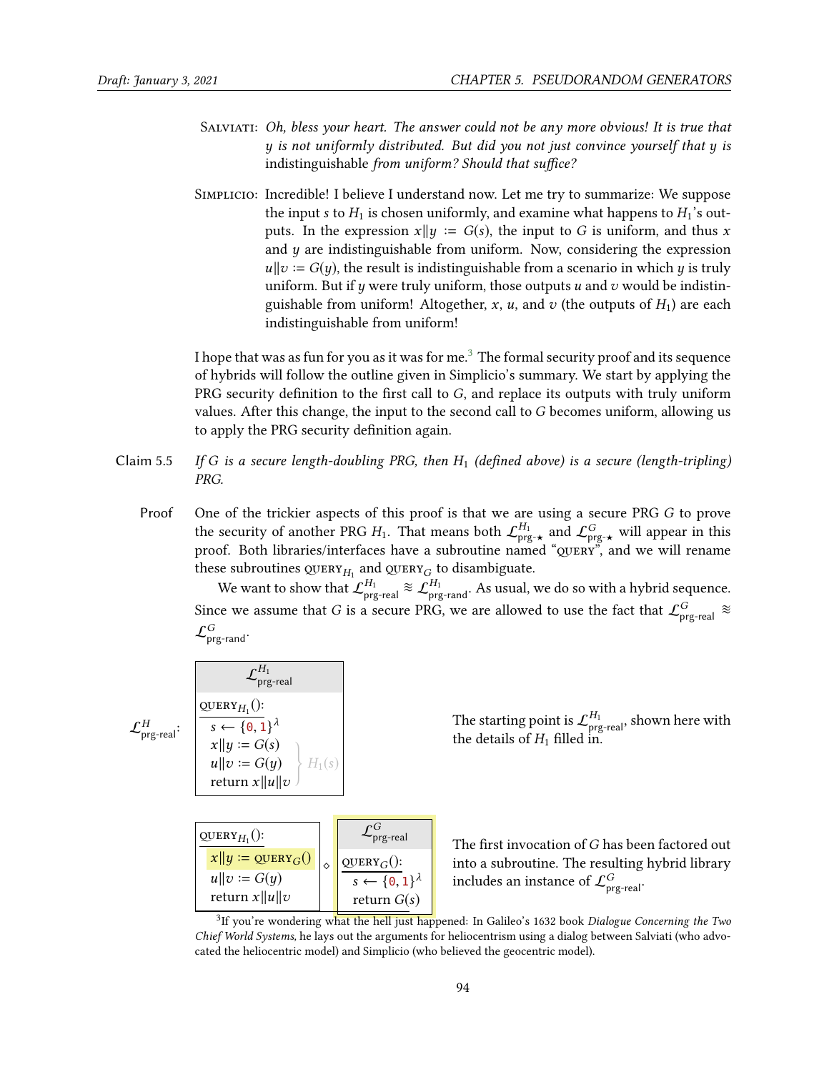SALVIATI: *Oh, bless your heart. The answer could not be any more obvious! It is true that $y$ is not uniformly distributed. But did you not just convince yourself that $y$ is* indistinguishable *from uniform? Should that suffice?*

SIMPLICIO: Incredible! I believe I understand now. Let me try to summarize: We suppose the input $s$ to $H_1$ is chosen uniformly, and examine what happens to $H_1$'s outputs. In the expression $x\|y := G(s)$, the input to $G$ is uniform, and thus $x$ and $y$ are indistinguishable from uniform. Now, considering the expression $u\|v := G(y)$, the result is indistinguishable from a scenario in which $y$ is truly uniform. But if $y$ were truly uniform, those outputs $u$ and $v$ would be indistinguishable from uniform! Altogether, $x$, $u$, and $v$ (the outputs of $H_1$) are each indistinguishable from uniform!

I hope that was as fun for you as it was for me.[3] The formal security proof and its sequence of hybrids will follow the outline given in Simplicio's summary. We start by applying the PRG security definition to the first call to $G$, and replace its outputs with truly uniform values. After this change, the input to the second call to $G$ becomes uniform, allowing us to apply the PRG security definition again.

**Claim 5.5** *If $G$ is a secure length-doubling PRG, then $H_1$ (defined above) is a secure (length-tripling) PRG.*

**Proof** One of the trickier aspects of this proof is that we are using a secure PRG $G$ to prove the security of another PRG $H_1$. That means both $\mathcal{L}^{H_1}_{\text{prg-}\star}$ and $\mathcal{L}^{G}_{\text{prg-}\star}$ will appear in this proof. Both libraries/interfaces have a subroutine named "QUERY", and we will rename these subroutines $\text{QUERY}_{H_1}$ and $\text{QUERY}_G$ to disambiguate.

We want to show that $\mathcal{L}^{H_1}_{\text{prg-real}} \approx \mathcal{L}^{H_1}_{\text{prg-rand}}$. As usual, we do so with a hybrid sequence. Since we assume that $G$ is a secure PRG, we are allowed to use the fact that $\mathcal{L}^{G}_{\text{prg-real}} \approx \mathcal{L}^{G}_{\text{prg-rand}}$.

$\mathcal{L}^{H}_{\text{prg-real}}$:

```
L^{H_1}_{prg-real}
QUERY_{H_1}():
  s ← {0,1}^λ
  x||y := G(s)      ┐
  u||v := G(y)      ├ H_1(s)
  return x||u||v    ┘
```

The starting point is $\mathcal{L}^{H_1}_{\text{prg-real}}$, shown here with the details of $H_1$ filled in.

```
QUERY_{H_1}():                    L^G_{prg-real}
  x||y := QUERY_G()       ◇       QUERY_G():
  u||v := G(y)                      s ← {0,1}^λ
  return x||u||v                    return G(s)
```

The first invocation of $G$ has been factored out into a subroutine. The resulting hybrid library includes an instance of $\mathcal{L}^{G}_{\text{prg-real}}$.

[3] If you're wondering what the hell just happened: In Galileo's 1632 book *Dialogue Concerning the Two Chief World Systems*, he lays out the arguments for heliocentrism using a dialog between Salviati (who advocated the heliocentric model) and Simplicio (who believed the geocentric model).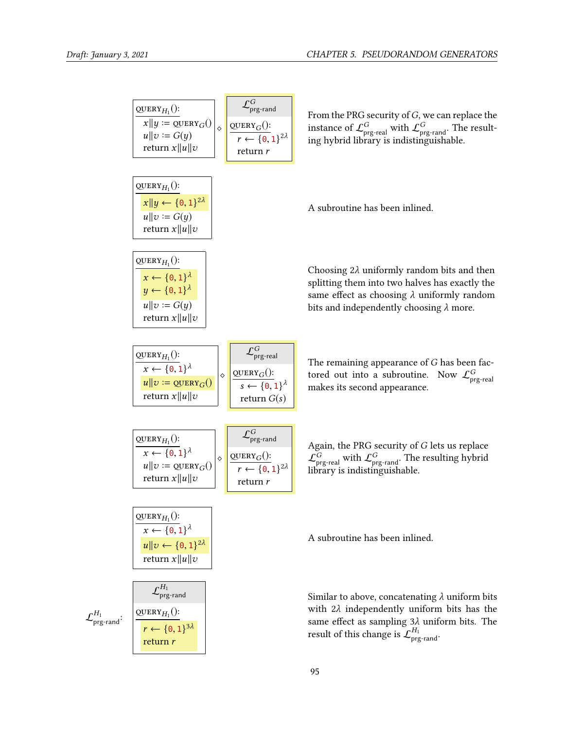```
QUERY_H1():
  x||y := QUERY_G()
  u||v := G(y)
  return x||u||v
```
◇
```
L^G_prg-rand
QUERY_G():
  r ← {0,1}^2λ
  return r
```

From the PRG security of $G$, we can replace the instance of $\mathcal{L}^G_{\text{prg-real}}$ with $\mathcal{L}^G_{\text{prg-rand}}$. The resulting hybrid library is indistinguishable.

```
QUERY_H1():
  x||y ← {0,1}^2λ
  u||v := G(y)
  return x||u||v
```

A subroutine has been inlined.

```
QUERY_H1():
  x ← {0,1}^λ
  y ← {0,1}^λ
  u||v := G(y)
  return x||u||v
```

Choosing $2\lambda$ uniformly random bits and then splitting them into two halves has exactly the same effect as choosing $\lambda$ uniformly random bits and independently choosing $\lambda$ more.

```
QUERY_H1():
  x ← {0,1}^λ
  u||v := QUERY_G()
  return x||u||v
```
◇
```
L^G_prg-real
QUERY_G():
  s ← {0,1}^λ
  return G(s)
```

The remaining appearance of $G$ has been factored out into a subroutine. Now $\mathcal{L}^G_{\text{prg-real}}$ makes its second appearance.

```
QUERY_H1():
  x ← {0,1}^λ
  u||v := QUERY_G()
  return x||u||v
```
◇
```
L^G_prg-rand
QUERY_G():
  r ← {0,1}^2λ
  return r
```

Again, the PRG security of $G$ lets us replace $\mathcal{L}^G_{\text{prg-real}}$ with $\mathcal{L}^G_{\text{prg-rand}}$. The resulting hybrid library is indistinguishable.

```
QUERY_H1():
  x ← {0,1}^λ
  u||v ← {0,1}^2λ
  return x||u||v
```

A subroutine has been inlined.

$\mathcal{L}^{H_1}_{\text{prg-rand}}$:
```
L^H1_prg-rand
QUERY_H1():
  r ← {0,1}^3λ
  return r
```

Similar to above, concatenating $\lambda$ uniform bits with $2\lambda$ independently uniform bits has the same effect as sampling $3\lambda$ uniform bits. The result of this change is $\mathcal{L}^{H_1}_{\text{prg-rand}}$.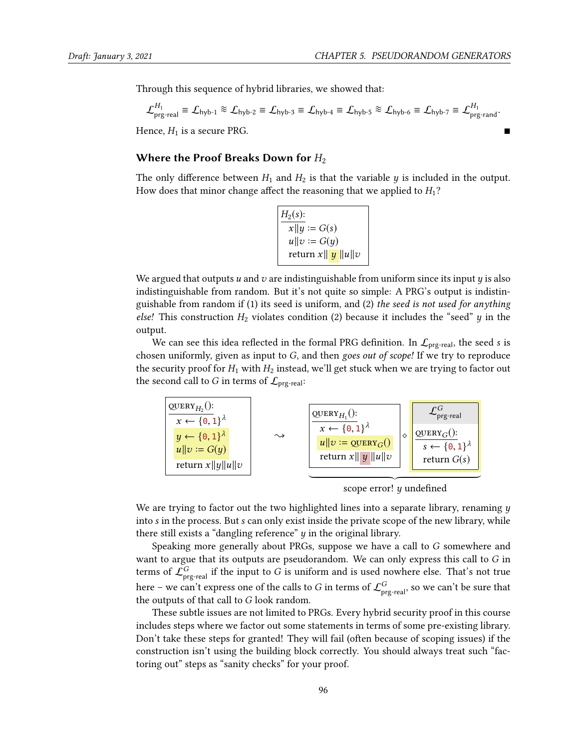Through this sequence of hybrid libraries, we showed that:

$$\mathcal{L}^{H_1}_{\text{prg-real}} \equiv \mathcal{L}_{\text{hyb-1}} \approx \mathcal{L}_{\text{hyb-2}} \equiv \mathcal{L}_{\text{hyb-3}} \equiv \mathcal{L}_{\text{hyb-4}} \equiv \mathcal{L}_{\text{hyb-5}} \approx \mathcal{L}_{\text{hyb-6}} \equiv \mathcal{L}_{\text{hyb-7}} \equiv \mathcal{L}^{H_1}_{\text{prg-rand}}.$$

Hence, $H_1$ is a secure PRG. ■

### Where the Proof Breaks Down for $H_2$

The only difference between $H_1$ and $H_2$ is that the variable $y$ is included in the output. How does that minor change affect the reasoning that we applied to $H_1$?

```
H_2(s):
  x||y := G(s)
  u||v := G(y)
  return x||y||u||v
```

We argued that outputs $u$ and $v$ are indistinguishable from uniform since its input $y$ is also indistinguishable from random. But it's not quite so simple: A PRG's output is indistinguishable from random if (1) its seed is uniform, and (2) *the seed is not used for anything else!* This construction $H_2$ violates condition (2) because it includes the "seed" $y$ in the output.

We can see this idea reflected in the formal PRG definition. In $\mathcal{L}_{\text{prg-real}}$, the seed $s$ is chosen uniformly, given as input to $G$, and then *goes out of scope!* If we try to reproduce the security proof for $H_1$ with $H_2$ instead, we'll get stuck when we are trying to factor out the second call to $G$ in terms of $\mathcal{L}_{\text{prg-real}}$:

```
QUERY_{H_2}():
  x ← {0,1}^λ
  y ← {0,1}^λ
  u||v := G(y)
  return x||y||u||v
```

⇝

```
QUERY_{H_1}():                      L^G_prg-real
  x ← {0,1}^λ                   ◇   QUERY_G():
  u||v := QUERY_G()                   s ← {0,1}^λ
  return x||y||u||v                   return G(s)
```

scope error! $y$ undefined

We are trying to factor out the two highlighted lines into a separate library, renaming $y$ into $s$ in the process. But $s$ can only exist inside the private scope of the new library, while there still exists a "dangling reference" $y$ in the original library.

Speaking more generally about PRGs, suppose we have a call to $G$ somewhere and want to argue that its outputs are pseudorandom. We can only express this call to $G$ in terms of $\mathcal{L}^{G}_{\text{prg-real}}$ if the input to $G$ is uniform and is used nowhere else. That's not true here – we can't express one of the calls to $G$ in terms of $\mathcal{L}^{G}_{\text{prg-real}}$, so we can't be sure that the outputs of that call to $G$ look random.

These subtle issues are not limited to PRGs. Every hybrid security proof in this course includes steps where we factor out some statements in terms of some pre-existing library. Don't take these steps for granted! They will fail (often because of scoping issues) if the construction isn't using the building block correctly. You should always treat such "factoring out" steps as "sanity checks" for your proof.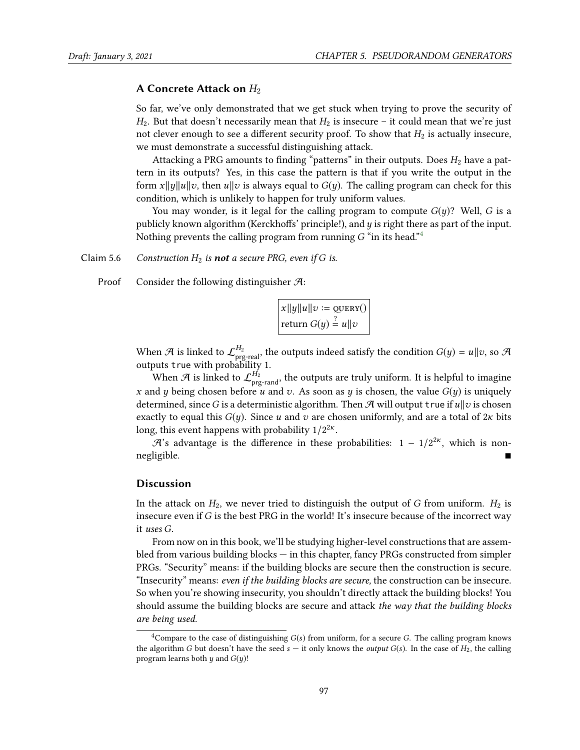### A Concrete Attack on $H_2$

So far, we've only demonstrated that we get stuck when trying to prove the security of $H_2$. But that doesn't necessarily mean that $H_2$ is insecure – it could mean that we're just not clever enough to see a different security proof. To show that $H_2$ is actually insecure, we must demonstrate a successful distinguishing attack.

Attacking a PRG amounts to finding "patterns" in their outputs. Does $H_2$ have a pattern in its outputs? Yes, in this case the pattern is that if you write the output in the form $x\|y\|u\|v$, then $u\|v$ is always equal to $G(y)$. The calling program can check for this condition, which is unlikely to happen for truly uniform values.

You may wonder, is it legal for the calling program to compute $G(y)$? Well, $G$ is a publicly known algorithm (Kerckhoffs' principle!), and $y$ is right there as part of the input. Nothing prevents the calling program from running $G$ "in its head."[4]

**Claim 5.6** *Construction $H_2$ is **not** a secure PRG, even if $G$ is.*

**Proof** Consider the following distinguisher $\mathcal{A}$:

```
x‖y‖u‖v := QUERY()
return G(y) ≟ u‖v
```

When $\mathcal{A}$ is linked to $\mathcal{L}^{H_2}_{\text{prg-real}}$, the outputs indeed satisfy the condition $G(y) = u\|v$, so $\mathcal{A}$ outputs `true` with probability 1.

When $\mathcal{A}$ is linked to $\mathcal{L}^{H_2}_{\text{prg-rand}}$, the outputs are truly uniform. It is helpful to imagine $x$ and $y$ being chosen before $u$ and $v$. As soon as $y$ is chosen, the value $G(y)$ is uniquely determined, since $G$ is a deterministic algorithm. Then $\mathcal{A}$ will output `true` if $u\|v$ is chosen exactly to equal this $G(y)$. Since $u$ and $v$ are chosen uniformly, and are a total of $2\kappa$ bits long, this event happens with probability $1/2^{2\kappa}$.

$\mathcal{A}$'s advantage is the difference in these probabilities: $1 - 1/2^{2\kappa}$, which is non-negligible. ■

### Discussion

In the attack on $H_2$, we never tried to distinguish the output of $G$ from uniform. $H_2$ is insecure even if $G$ is the best PRG in the world! It's insecure because of the incorrect way it *uses* $G$.

From now on in this book, we'll be studying higher-level constructions that are assembled from various building blocks — in this chapter, fancy PRGs constructed from simpler PRGs. "Security" means: if the building blocks are secure then the construction is secure. "Insecurity" means: *even if the building blocks are secure,* the construction can be insecure. So when you're showing insecurity, you shouldn't directly attack the building blocks! You should assume the building blocks are secure and attack *the way that the building blocks are being used.*

---

[4] Compare to the case of distinguishing $G(s)$ from uniform, for a secure $G$. The calling program knows the algorithm $G$ but doesn't have the seed $s$ — it only knows the *output* $G(s)$. In the case of $H_2$, the calling program learns both $y$ and $G(y)$!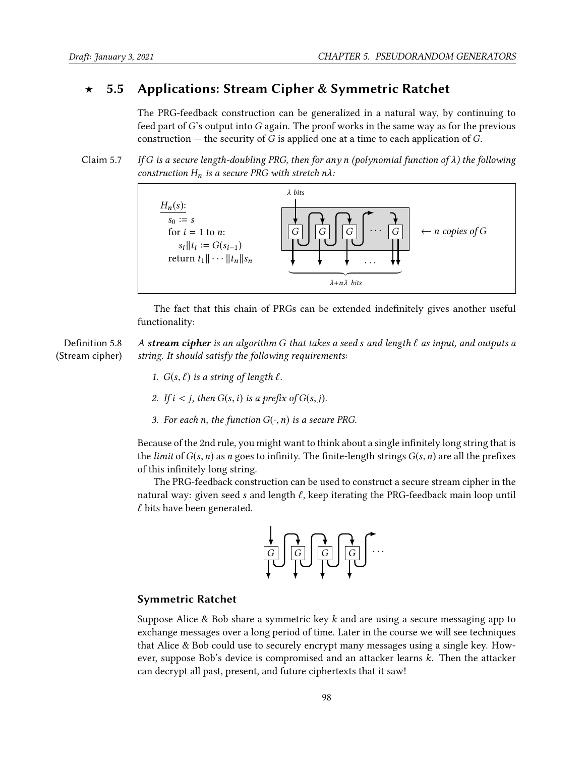## ⋆ 5.5 Applications: Stream Cipher & Symmetric Ratchet

The PRG-feedback construction can be generalized in a natural way, by continuing to feed part of $G$'s output into $G$ again. The proof works in the same way as for the previous construction — the security of $G$ is applied one at a time to each application of $G$.

**Claim 5.7** *If $G$ is a secure length-doubling PRG, then for any $n$ (polynomial function of $\lambda$) the following construction $H_n$ is a secure PRG with stretch $n\lambda$:*

```
H_n(s):
  s_0 := s
  for i = 1 to n:
    s_i || t_i := G(s_{i-1})
  return t_1 || ··· || t_n || s_n
```

The fact that this chain of PRGs can be extended indefinitely gives another useful functionality:

**Definition 5.8 (Stream cipher)** *A **stream cipher** is an algorithm $G$ that takes a seed $s$ and length $\ell$ as input, and outputs a string. It should satisfy the following requirements:*

1. *$G(s, \ell)$ is a string of length $\ell$.*
2. *If $i < j$, then $G(s, i)$ is a prefix of $G(s, j)$.*
3. *For each $n$, the function $G(\cdot, n)$ is a secure PRG.*

Because of the 2nd rule, you might want to think about a single infinitely long string that is the *limit* of $G(s, n)$ as $n$ goes to infinity. The finite-length strings $G(s, n)$ are all the prefixes of this infinitely long string.

The PRG-feedback construction can be used to construct a secure stream cipher in the natural way: given seed $s$ and length $\ell$, keep iterating the PRG-feedback main loop until $\ell$ bits have been generated.

### Symmetric Ratchet

Suppose Alice & Bob share a symmetric key $k$ and are using a secure messaging app to exchange messages over a long period of time. Later in the course we will see techniques that Alice & Bob could use to securely encrypt many messages using a single key. However, suppose Bob's device is compromised and an attacker learns $k$. Then the attacker can decrypt all past, present, and future ciphertexts that it saw!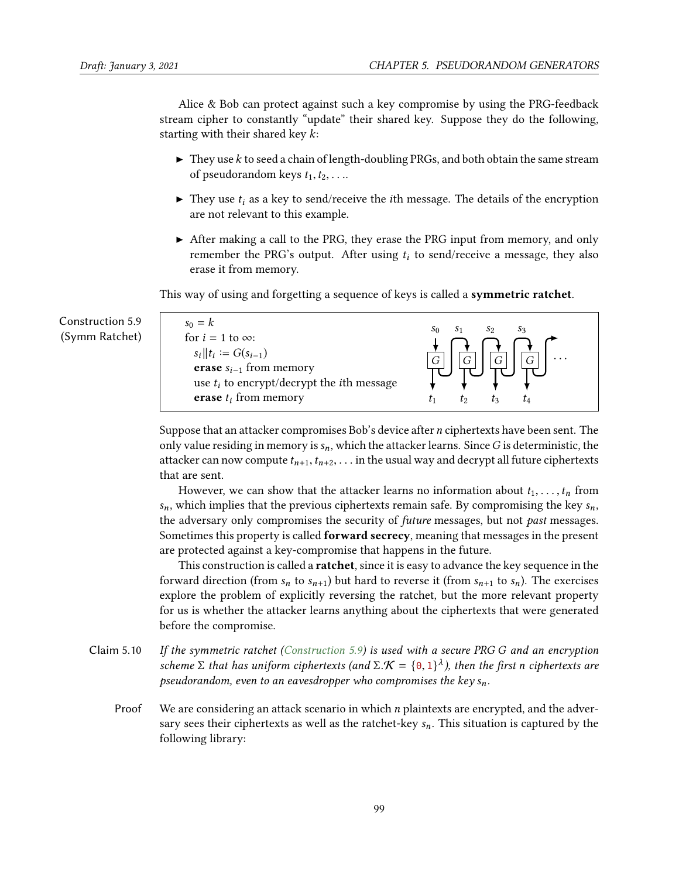Alice & Bob can protect against such a key compromise by using the PRG-feedback stream cipher to constantly "update" their shared key. Suppose they do the following, starting with their shared key $k$:

- They use $k$ to seed a chain of length-doubling PRGs, and both obtain the same stream of pseudorandom keys $t_1, t_2, \ldots$.
- They use $t_i$ as a key to send/receive the $i$th message. The details of the encryption are not relevant to this example.
- After making a call to the PRG, they erase the PRG input from memory, and only remember the PRG's output. After using $t_i$ to send/receive a message, they also erase it from memory.

This way of using and forgetting a sequence of keys is called a **symmetric ratchet**.

**Construction 5.9 (Symm Ratchet)**

```
s_0 = k
for i = 1 to ∞:
  s_i || t_i := G(s_{i-1})
  erase s_{i-1} from memory
  use t_i to encrypt/decrypt the ith message
  erase t_i from memory
```

Suppose that an attacker compromises Bob's device after $n$ ciphertexts have been sent. The only value residing in memory is $s_n$, which the attacker learns. Since $G$ is deterministic, the attacker can now compute $t_{n+1}, t_{n+2}, \ldots$ in the usual way and decrypt all future ciphertexts that are sent.

However, we can show that the attacker learns no information about $t_1, \ldots, t_n$ from $s_n$, which implies that the previous ciphertexts remain safe. By compromising the key $s_n$, the adversary only compromises the security of *future* messages, but not *past* messages. Sometimes this property is called **forward secrecy**, meaning that messages in the present are protected against a key-compromise that happens in the future.

This construction is called a **ratchet**, since it is easy to advance the key sequence in the forward direction (from $s_n$ to $s_{n+1}$) but hard to reverse it (from $s_{n+1}$ to $s_n$). The exercises explore the problem of explicitly reversing the ratchet, but the more relevant property for us is whether the attacker learns anything about the ciphertexts that were generated before the compromise.

**Claim 5.10** *If the symmetric ratchet (Construction 5.9) is used with a secure PRG $G$ and an encryption scheme $\Sigma$ that has uniform ciphertexts (and $\Sigma.\mathcal{K} = \{0,1\}^\lambda$), then the first $n$ ciphertexts are pseudorandom, even to an eavesdropper who compromises the key $s_n$.*

**Proof** We are considering an attack scenario in which $n$ plaintexts are encrypted, and the adversary sees their ciphertexts as well as the ratchet-key $s_n$. This situation is captured by the following library: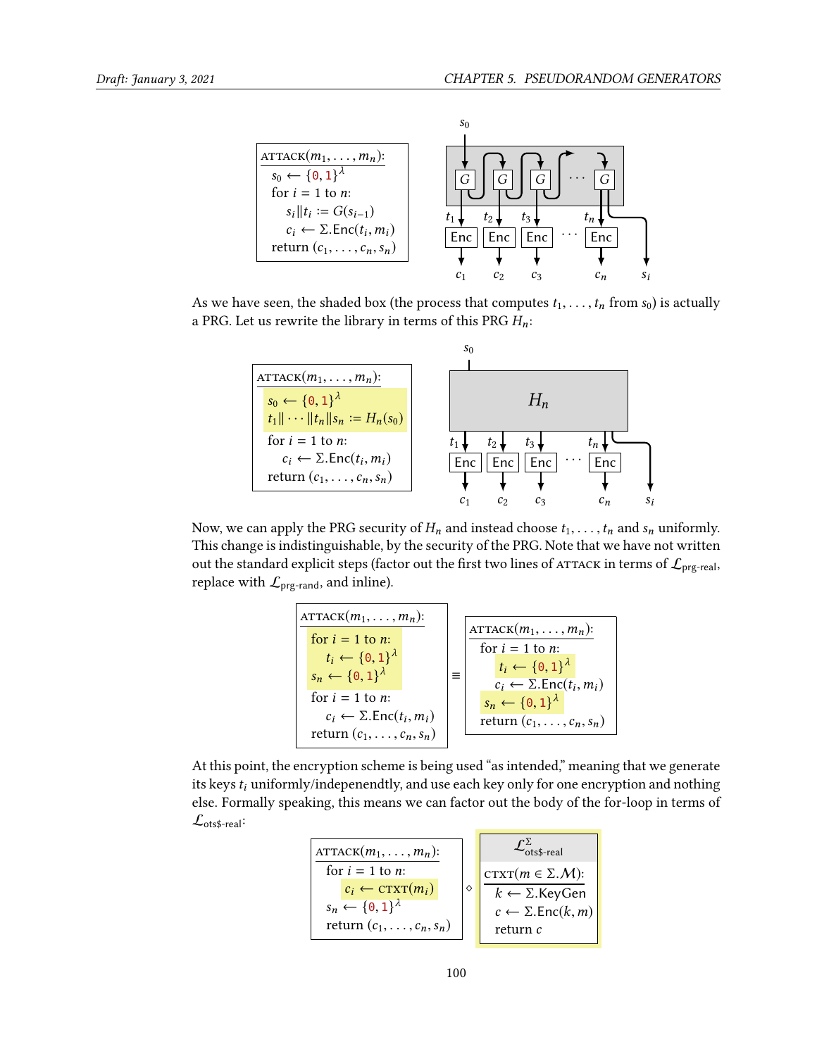```
ATTACK(m_1, ..., m_n):
  s_0 ← {0,1}^λ
  for i = 1 to n:
    s_i || t_i := G(s_{i-1})
    c_i ← Σ.Enc(t_i, m_i)
  return (c_1, ..., c_n, s_n)
```

As we have seen, the shaded box (the process that computes $t_1, \ldots, t_n$ from $s_0$) is actually a PRG. Let us rewrite the library in terms of this PRG $H_n$:

```
ATTACK(m_1, ..., m_n):
  s_0 ← {0,1}^λ
  t_1 || ··· || t_n || s_n := H_n(s_0)
  for i = 1 to n:
    c_i ← Σ.Enc(t_i, m_i)
  return (c_1, ..., c_n, s_n)
```

Now, we can apply the PRG security of $H_n$ and instead choose $t_1, \ldots, t_n$ and $s_n$ uniformly. This change is indistinguishable, by the security of the PRG. Note that we have not written out the standard explicit steps (factor out the first two lines of ATTACK in terms of $\mathcal{L}_{\text{prg-real}}$, replace with $\mathcal{L}_{\text{prg-rand}}$, and inline).

```
ATTACK(m_1, ..., m_n):                    ATTACK(m_1, ..., m_n):
  for i = 1 to n:                           for i = 1 to n:
    t_i ← {0,1}^λ                             t_i ← {0,1}^λ
  s_n ← {0,1}^λ                    ≡          c_i ← Σ.Enc(t_i, m_i)
  for i = 1 to n:                           s_n ← {0,1}^λ
    c_i ← Σ.Enc(t_i, m_i)                   return (c_1, ..., c_n, s_n)
  return (c_1, ..., c_n, s_n)
```

At this point, the encryption scheme is being used "as intended," meaning that we generate its keys $t_i$ uniformly/indepenendtly, and use each key only for one encryption and nothing else. Formally speaking, this means we can factor out the body of the for-loop in terms of $\mathcal{L}_{\text{ots\$-real}}$:

```
ATTACK(m_1, ..., m_n):                    L^Σ_ots$-real
  for i = 1 to n:                         CTXT(m ∈ Σ.M):
    c_i ← CTXT(m_i)                ◇        k ← Σ.KeyGen
  s_n ← {0,1}^λ                             c ← Σ.Enc(k, m)
  return (c_1, ..., c_n, s_n)               return c
```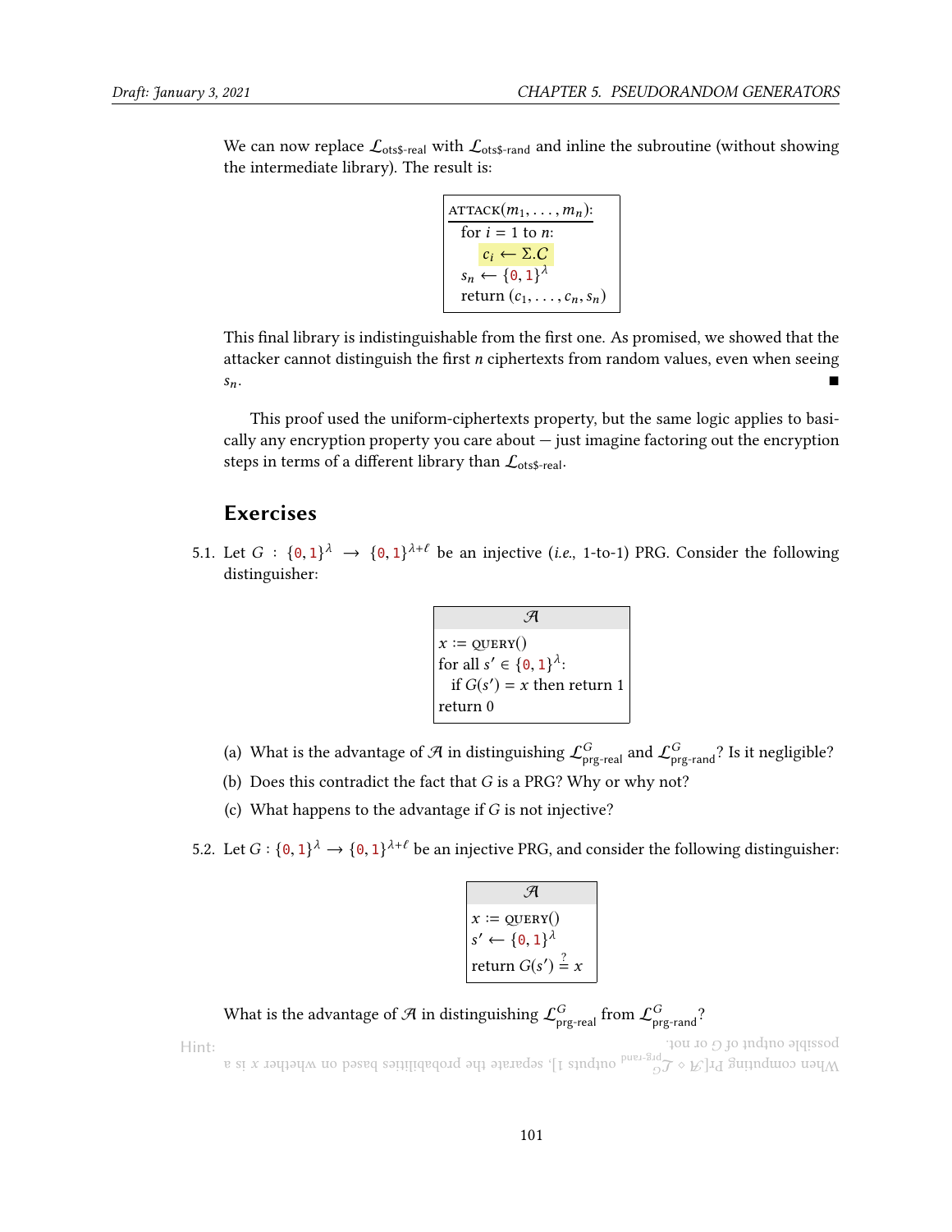We can now replace $\mathcal{L}_{\text{ots\$-real}}$ with $\mathcal{L}_{\text{ots\$-rand}}$ and inline the subroutine (without showing the intermediate library). The result is:

```
ATTACK(m_1, ..., m_n):
  for i = 1 to n:
    c_i ← Σ.C
  s_n ← {0,1}^λ
  return (c_1, ..., c_n, s_n)
```

This final library is indistinguishable from the first one. As promised, we showed that the attacker cannot distinguish the first $n$ ciphertexts from random values, even when seeing $s_n$. ■

This proof used the uniform-ciphertexts property, but the same logic applies to basically any encryption property you care about — just imagine factoring out the encryption steps in terms of a different library than $\mathcal{L}_{\text{ots\$-real}}$.

## Exercises

5.1. Let $G : \{0,1\}^\lambda \to \{0,1\}^{\lambda+\ell}$ be an injective (*i.e.*, 1-to-1) PRG. Consider the following distinguisher:

```
𝒜
x := QUERY()
for all s' ∈ {0,1}^λ:
  if G(s') = x then return 1
return 0
```

(a) What is the advantage of $\mathcal{A}$ in distinguishing $\mathcal{L}^G_{\text{prg-real}}$ and $\mathcal{L}^G_{\text{prg-rand}}$? Is it negligible?

(b) Does this contradict the fact that $G$ is a PRG? Why or why not?

(c) What happens to the advantage if $G$ is not injective?

5.2. Let $G : \{0,1\}^\lambda \to \{0,1\}^{\lambda+\ell}$ be an injective PRG, and consider the following distinguisher:

```
𝒜
x := QUERY()
s' ← {0,1}^λ
return G(s') =? x
```

What is the advantage of $\mathcal{A}$ in distinguishing $\mathcal{L}^G_{\text{prg-real}}$ from $\mathcal{L}^G_{\text{prg-rand}}$?

Hint: When computing $\Pr[\mathcal{A} \diamond \mathcal{L}^G_{\text{prg-rand}}$ outputs 1], separate the probabilities based on whether $x$ is a possible output of $G$ or not.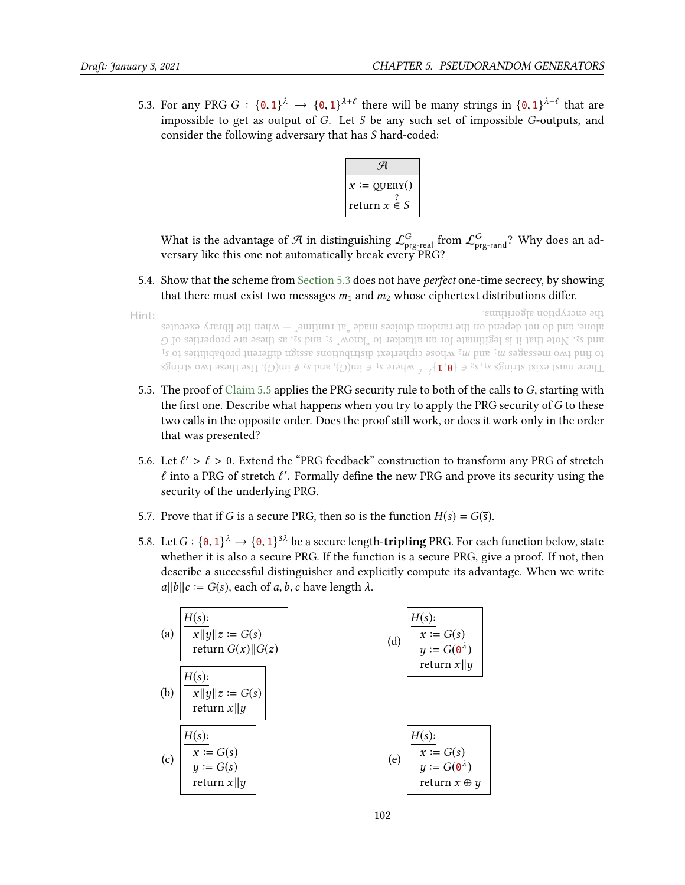5.3. For any PRG $G : \{0,1\}^\lambda \to \{0,1\}^{\lambda+\ell}$ there will be many strings in $\{0,1\}^{\lambda+\ell}$ that are impossible to get as output of $G$. Let $S$ be any such set of impossible $G$-outputs, and consider the following adversary that has $S$ hard-coded:

```
𝒜
x := QUERY()
return x ∈? S
```

What is the advantage of $\mathcal{A}$ in distinguishing $\mathcal{L}^G_{\text{prg-real}}$ from $\mathcal{L}^G_{\text{prg-rand}}$? Why does an adversary like this one not automatically break every PRG?

5.4. Show that the scheme from Section 5.3 does not have *perfect* one-time secrecy, by showing that there must exist two messages $m_1$ and $m_2$ whose ciphertext distributions differ.

Hint: There must exist strings $s_1, s_2 \in \{0,1\}^{\lambda+\ell}$ where $s_1 \in \text{im}(G)$, and $s_2 \notin \text{im}(G)$. Use these two strings to find two messages $m_1$ and $m_2$ whose ciphertext distributions assign different probabilities to $s_1$ and $s_2$. Note that it is legitimate for an attacker to "know" $s_1$ and $s_2$, as these are properties of $G$ alone, and do not depend on the random choices made "at runtime" — when the library executes the encryption algorithms.

5.5. The proof of Claim 5.5 applies the PRG security rule to both of the calls to $G$, starting with the first one. Describe what happens when you try to apply the PRG security of $G$ to these two calls in the opposite order. Does the proof still work, or does it work only in the order that was presented?

5.6. Let $\ell' > \ell > 0$. Extend the "PRG feedback" construction to transform any PRG of stretch $\ell$ into a PRG of stretch $\ell'$. Formally define the new PRG and prove its security using the security of the underlying PRG.

5.7. Prove that if $G$ is a secure PRG, then so is the function $H(s) = G(\overline{s})$.

5.8. Let $G : \{0,1\}^\lambda \to \{0,1\}^{3\lambda}$ be a secure length-**tripling** PRG. For each function below, state whether it is also a secure PRG. If the function is a secure PRG, give a proof. If not, then describe a successful distinguisher and explicitly compute its advantage. When we write $a\|b\|c := G(s)$, each of $a, b, c$ have length $\lambda$.

(a)
```
H(s):
  x||y||z := G(s)
  return G(x)||G(z)
```

(b)
```
H(s):
  x||y||z := G(s)
  return x||y
```

(c)
```
H(s):
  x := G(s)
  y := G(s)
  return x||y
```

(d)
```
H(s):
  x := G(s)
  y := G(0^λ)
  return x||y
```

(e)
```
H(s):
  x := G(s)
  y := G(0^λ)
  return x ⊕ y
```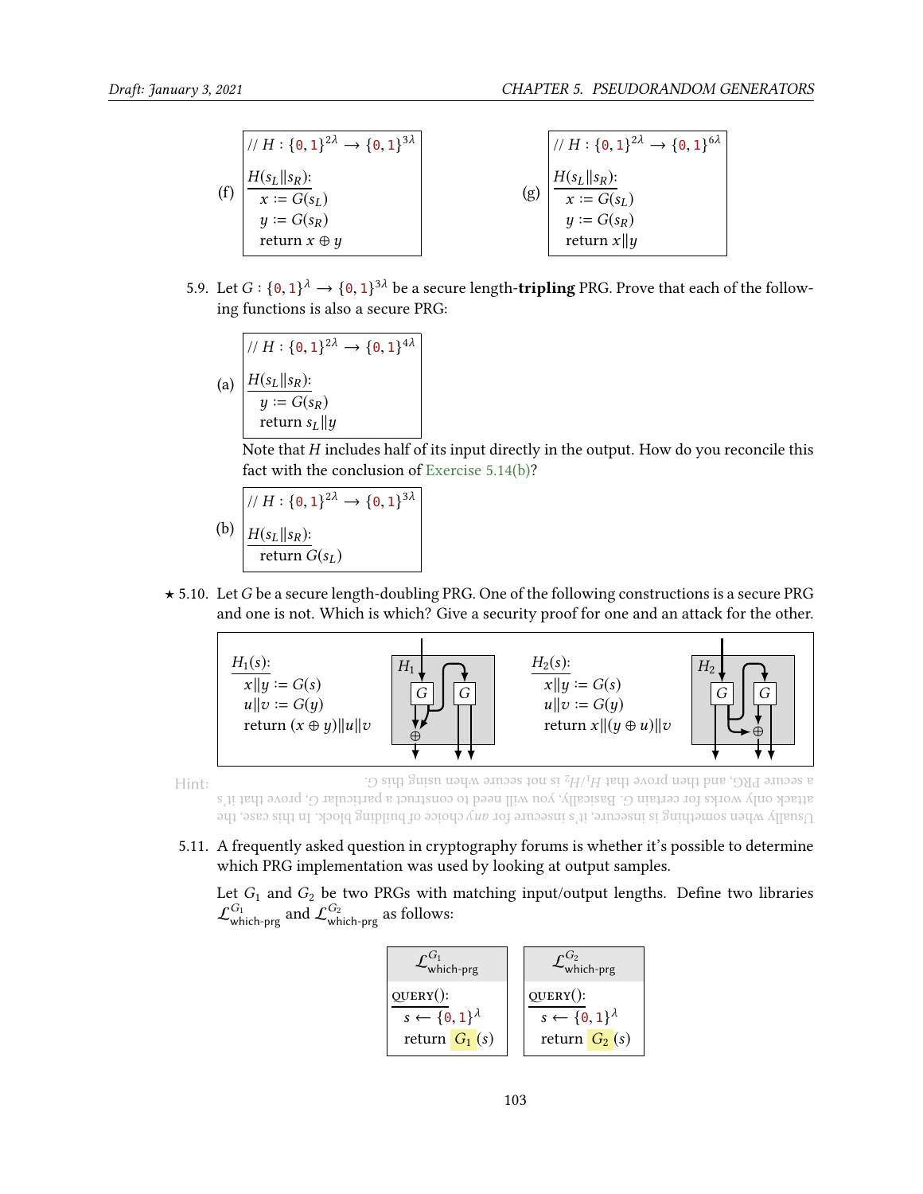(f)
```
// H : {0,1}^{2λ} → {0,1}^{3λ}

H(s_L‖s_R):
  x := G(s_L)
  y := G(s_R)
  return x ⊕ y
```

(g)
```
// H : {0,1}^{2λ} → {0,1}^{6λ}

H(s_L‖s_R):
  x := G(s_L)
  y := G(s_R)
  return x‖y
```

5.9. Let $G : \{0,1\}^\lambda \to \{0,1\}^{3\lambda}$ be a secure length-**tripling** PRG. Prove that each of the following functions is also a secure PRG:

(a)
```
// H : {0,1}^{2λ} → {0,1}^{4λ}

H(s_L‖s_R):
  y := G(s_R)
  return s_L‖y
```

Note that $H$ includes half of its input directly in the output. How do you reconcile this fact with the conclusion of Exercise 5.14(b)?

(b)
```
// H : {0,1}^{2λ} → {0,1}^{3λ}

H(s_L‖s_R):
  return G(s_L)
```

★ 5.10. Let $G$ be a secure length-doubling PRG. One of the following constructions is a secure PRG and one is not. Which is which? Give a security proof for one and an attack for the other.

```
H_1(s):
  x‖y := G(s)
  u‖v := G(y)
  return (x ⊕ y)‖u‖v
```

```
H_2(s):
  x‖y := G(s)
  u‖v := G(y)
  return x‖(y ⊕ u)‖v
```

Hint: Usually when something is insecure, it's insecure for *any* choice of building block. In this case, the attack only works for certain $G$. Basically, you will need to construct a particular $G$, prove that it's a secure PRG, and then prove that $H_1/H_2$ is not secure when using this $G$.

5.11. A frequently asked question in cryptography forums is whether it's possible to determine which PRG implementation was used by looking at output samples.

Let $G_1$ and $G_2$ be two PRGs with matching input/output lengths. Define two libraries $\mathcal{L}^{G_1}_{\text{which-prg}}$ and $\mathcal{L}^{G_2}_{\text{which-prg}}$ as follows:

$\mathcal{L}^{G_1}_{\text{which-prg}}$
```
QUERY():
  s ← {0,1}^λ
  return G_1(s)
```

$\mathcal{L}^{G_2}_{\text{which-prg}}$
```
QUERY():
  s ← {0,1}^λ
  return G_2(s)
```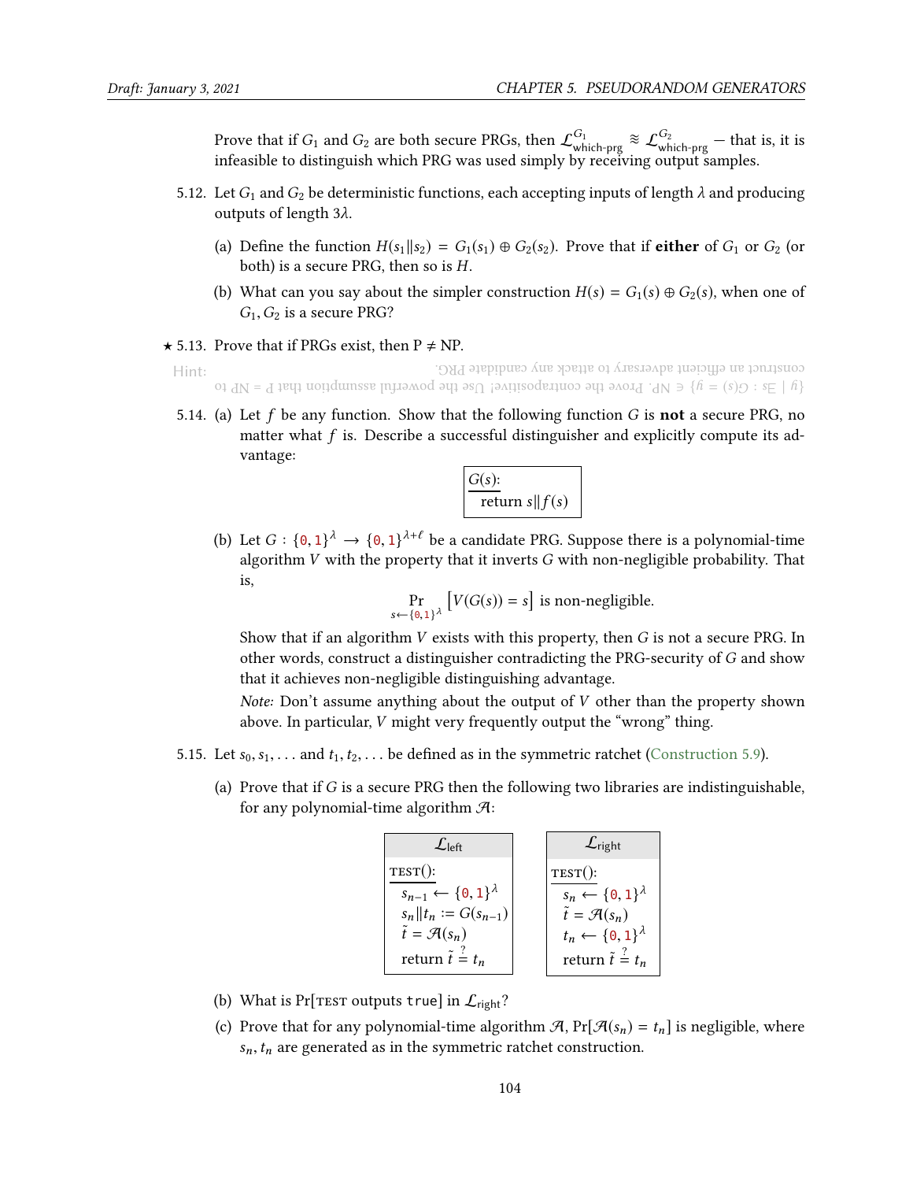Prove that if $G_1$ and $G_2$ are both secure PRGs, then $\mathcal{L}^{G_1}_{\text{which-prg}} \approx \mathcal{L}^{G_2}_{\text{which-prg}}$ — that is, it is infeasible to distinguish which PRG was used simply by receiving output samples.

5.12. Let $G_1$ and $G_2$ be deterministic functions, each accepting inputs of length $\lambda$ and producing outputs of length $3\lambda$.

(a) Define the function $H(s_1 \| s_2) = G_1(s_1) \oplus G_2(s_2)$. Prove that if **either** of $G_1$ or $G_2$ (or both) is a secure PRG, then so is $H$.

(b) What can you say about the simpler construction $H(s) = G_1(s) \oplus G_2(s)$, when one of $G_1, G_2$ is a secure PRG?

★ 5.13. Prove that if PRGs exist, then P ≠ NP.

Hint: $\{y \mid \exists s : G(s) = y\} \in$ NP. Prove the contrapositive! Use the powerful assumption that P = NP to construct an efficient adversary to attack any candidate PRG.

5.14. (a) Let $f$ be any function. Show that the following function $G$ is **not** a secure PRG, no matter what $f$ is. Describe a successful distinguisher and explicitly compute its advantage:

```
G(s):
  return s‖f(s)
```

(b) Let $G : \{0,1\}^\lambda \to \{0,1\}^{\lambda+\ell}$ be a candidate PRG. Suppose there is a polynomial-time algorithm $V$ with the property that it inverts $G$ with non-negligible probability. That is,

$$\Pr_{s \leftarrow \{0,1\}^\lambda}\left[V(G(s)) = s\right] \text{ is non-negligible.}$$

Show that if an algorithm $V$ exists with this property, then $G$ is not a secure PRG. In other words, construct a distinguisher contradicting the PRG-security of $G$ and show that it achieves non-negligible distinguishing advantage.

*Note:* Don't assume anything about the output of $V$ other than the property shown above. In particular, $V$ might very frequently output the "wrong" thing.

5.15. Let $s_0, s_1, \ldots$ and $t_1, t_2, \ldots$ be defined as in the symmetric ratchet (Construction 5.9).

(a) Prove that if $G$ is a secure PRG then the following two libraries are indistinguishable, for any polynomial-time algorithm $\mathcal{A}$:

```
L_left
TEST():
  s_{n-1} ← {0,1}^λ
  s_n‖t_n := G(s_{n-1})
  t̃ = A(s_n)
  return t̃ =? t_n
```

```
L_right
TEST():
  s_n ← {0,1}^λ
  t̃ = A(s_n)
  t_n ← {0,1}^λ
  return t̃ =? t_n
```

(b) What is Pr[TEST outputs true] in $\mathcal{L}_{\text{right}}$?

(c) Prove that for any polynomial-time algorithm $\mathcal{A}$, $\Pr[\mathcal{A}(s_n) = t_n]$ is negligible, where $s_n, t_n$ are generated as in the symmetric ratchet construction.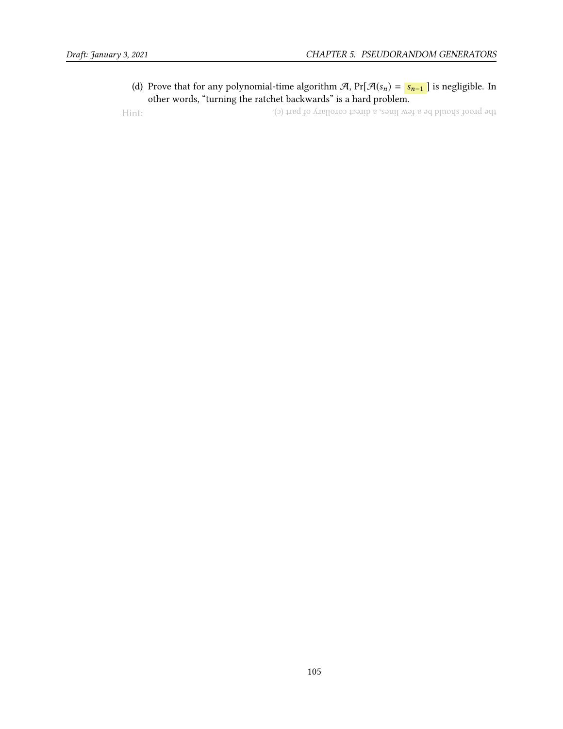(d) Prove that for any polynomial-time algorithm $\mathcal{A}$, $\Pr[\mathcal{A}(s_n) = s_{n-1}]$ is negligible. In other words, "turning the ratchet backwards" is a hard problem.

Hint: the proof should be a few lines, a direct corollary of part (c).